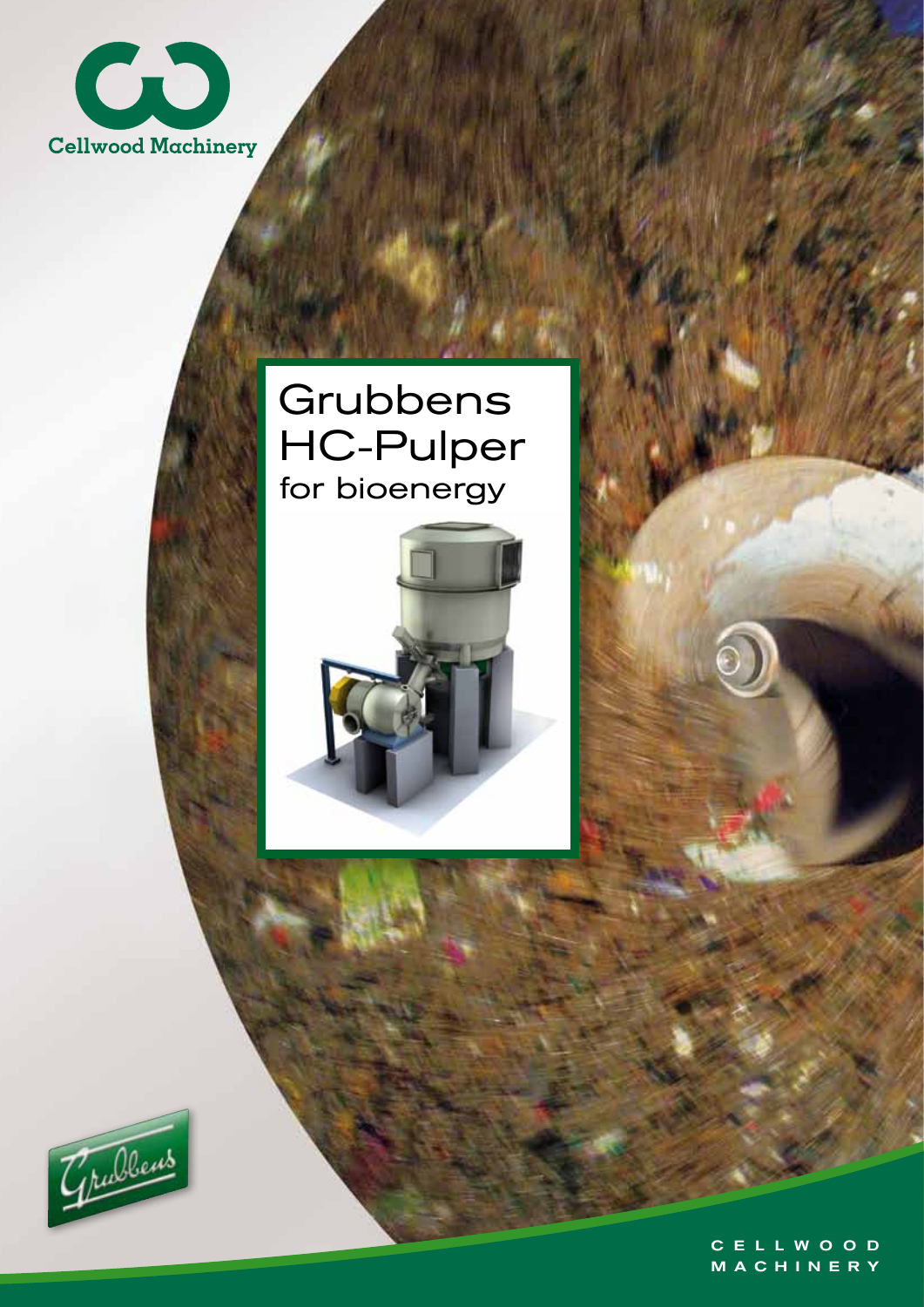Cellwood Machinery

# Grubbens HC-Pulper

## for bioenergy

Grubbens

CELLWOOD MACHINERY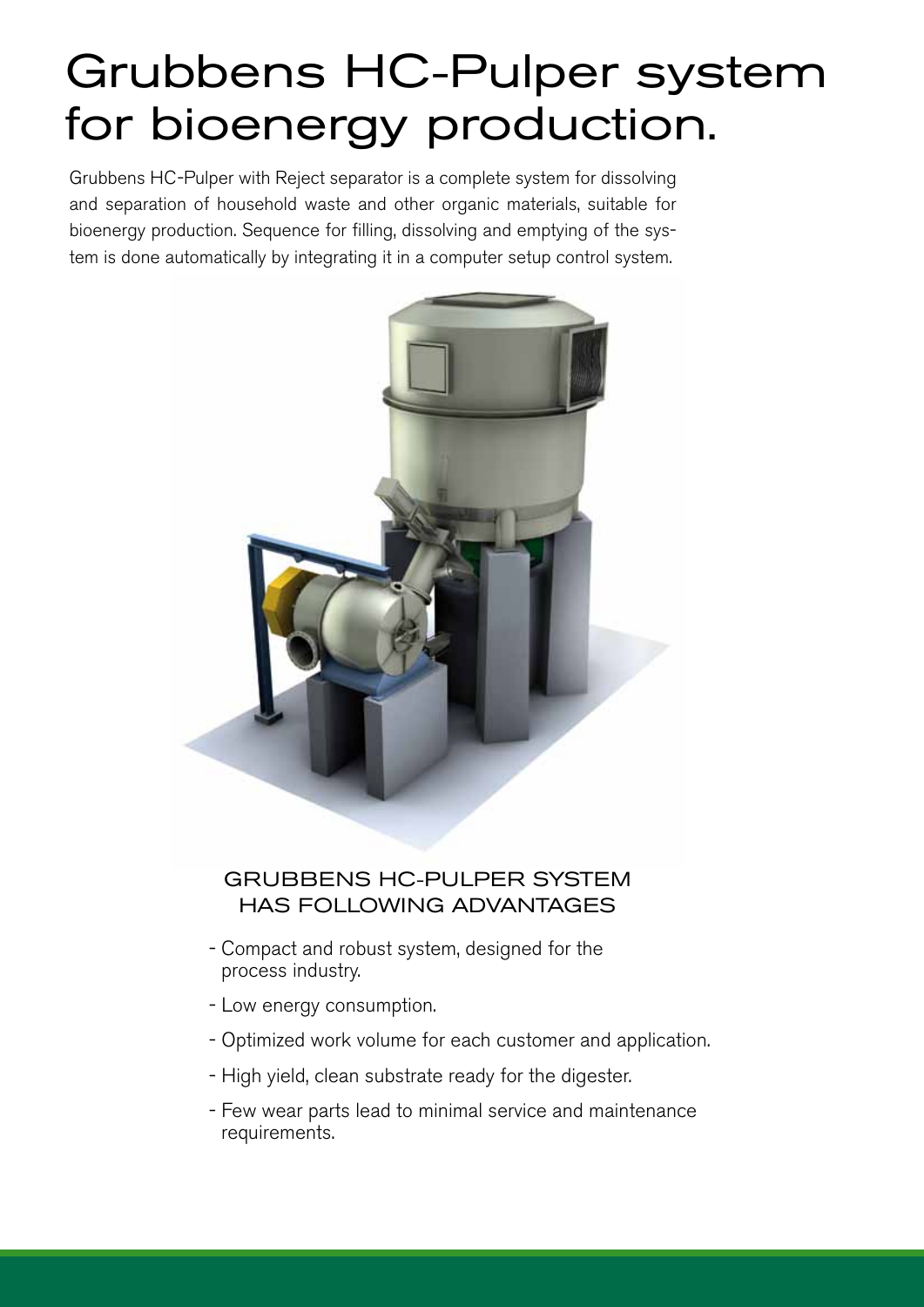# Grubbens HC-Pulper system for bioenergy production.

Grubbens HC-Pulper with Reject separator is a complete system for dissolving and separation of household waste and other organic materials, suitable for bioenergy production. Sequence for filling, dissolving and emptying of the system is done automatically by integrating it in a computer setup control system.

## GRUBBENS HC-PULPER SYSTEM HAS FOLLOWING ADVANTAGES

- Compact and robust system, designed for the process industry.
- Low energy consumption.
- Optimized work volume for each customer and application.
- High yield, clean substrate ready for the digester.
- Few wear parts lead to minimal service and maintenance requirements.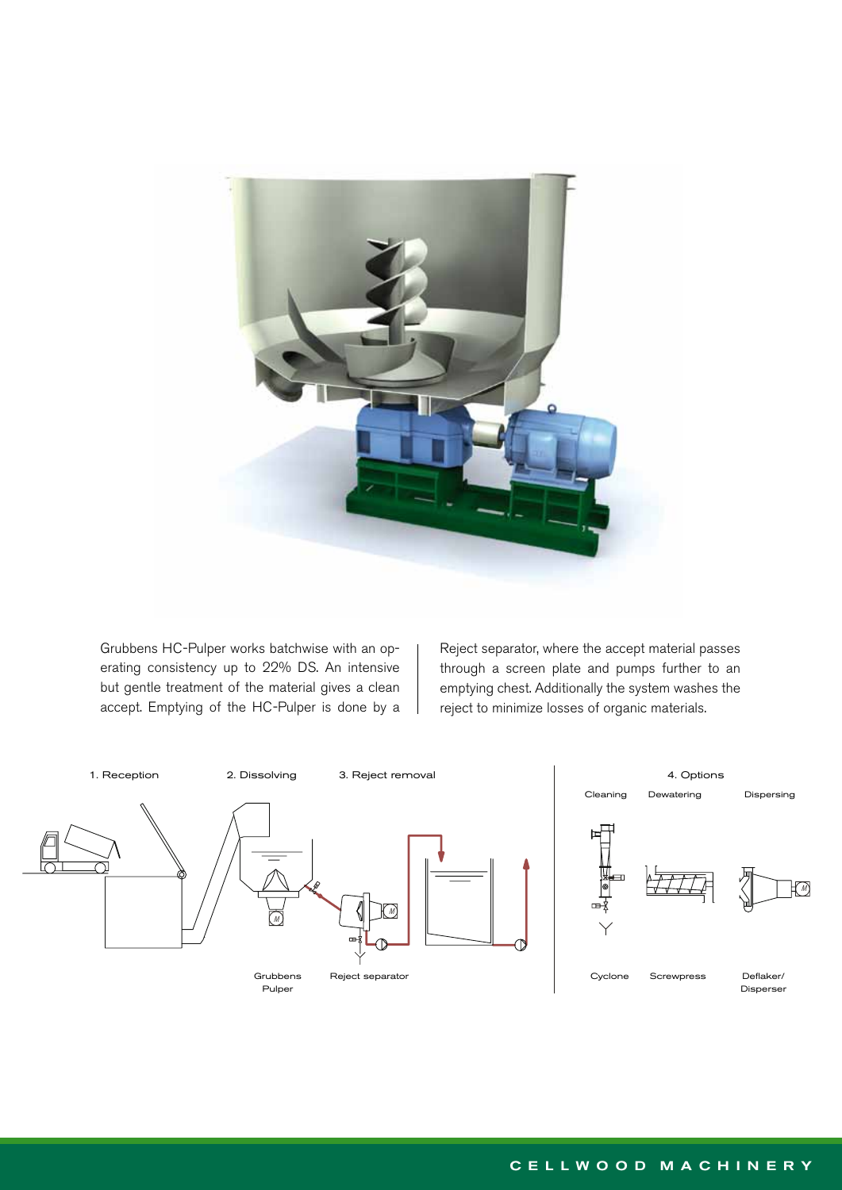Grubbens HC-Pulper works batchwise with an operating consistency up to 22% DS. An intensive but gentle treatment of the material gives a clean accept. Emptying of the HC-Pulper is done by a Reject separator, where the accept material passes through a screen plate and pumps further to an emptying chest. Additionally the system washes the reject to minimize losses of organic materials.

1. Reception

2. Dissolving

3. Reject removal

4. Options

Cleaning — Cyclone

Dewatering — Screwpress

Dispersing — Deflaker/Disperser

Grubbens Pulper

Reject separator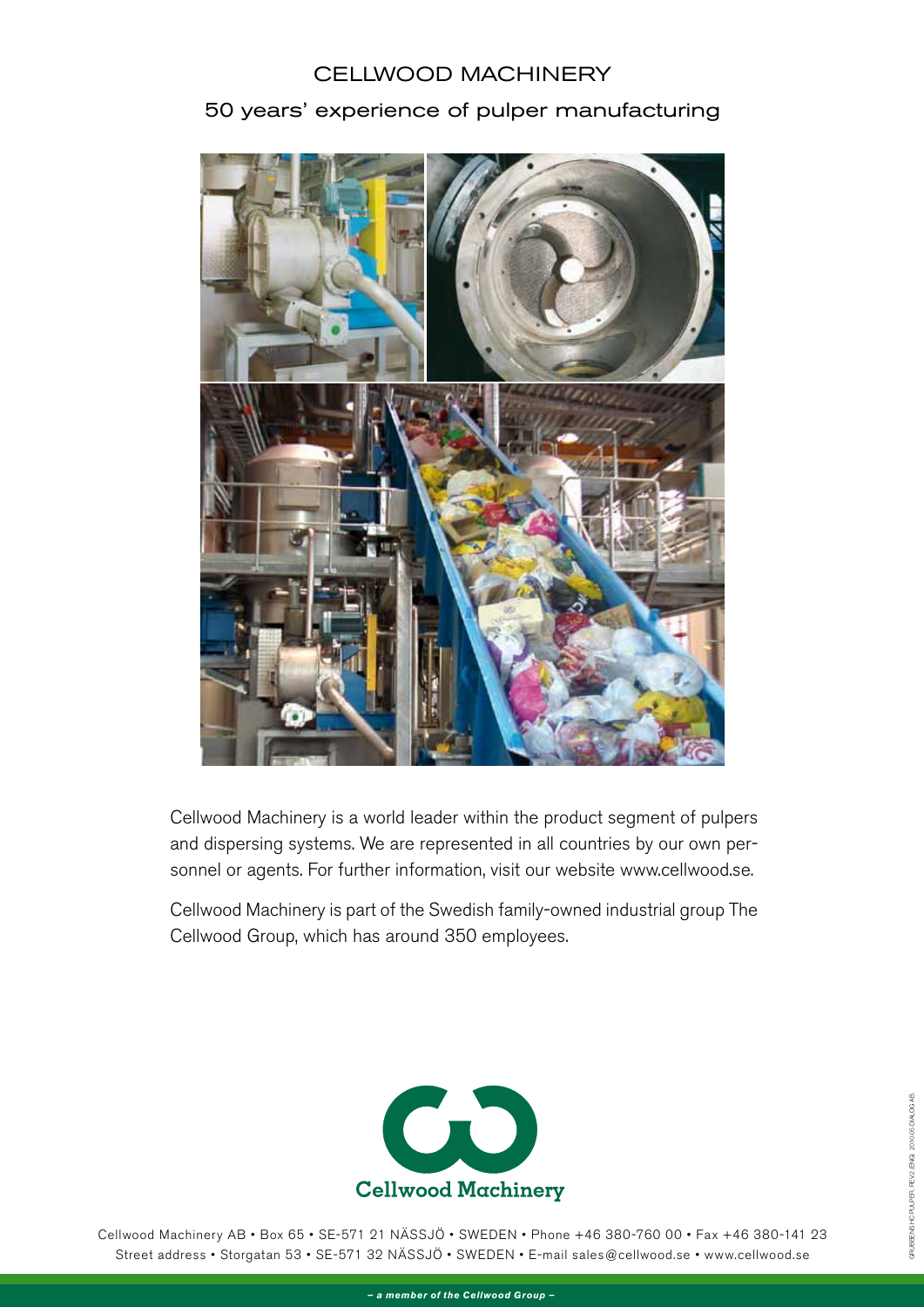# CELLWOOD MACHINERY

## 50 years' experience of pulper manufacturing

Cellwood Machinery is a world leader within the product segment of pulpers and dispersing systems. We are represented in all countries by our own personnel or agents. For further information, visit our website www.cellwood.se.

Cellwood Machinery is part of the Swedish family-owned industrial group The Cellwood Group, which has around 350 employees.

Cellwood Machinery

Cellwood Machinery AB • Box 65 • SE-571 21 NÄSSJÖ • SWEDEN • Phone +46 380-760 00 • Fax +46 380-141 23
Street address • Storgatan 53 • SE-571 32 NÄSSJÖ • SWEDEN • E-mail sales@cellwood.se • www.cellwood.se

*– a member of the Cellwood Group –*